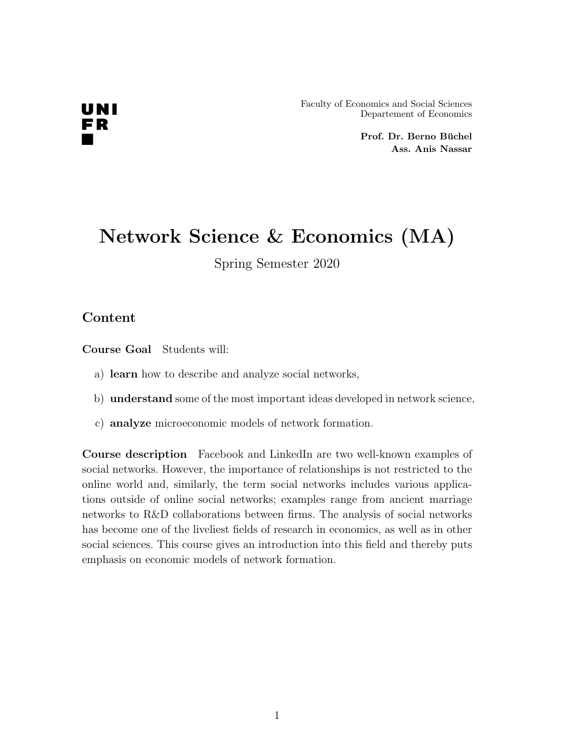UNI
FR

Faculty of Economics and Social Sciences
Departement of Economics

**Prof. Dr. Berno Büchel**
**Ass. Anis Nassar**

# Network Science & Economics (MA)

Spring Semester 2020

## Content

**Course Goal** Students will:

a) **learn** how to describe and analyze social networks,

b) **understand** some of the most important ideas developed in network science,

c) **analyze** microeconomic models of network formation.

**Course description** Facebook and LinkedIn are two well-known examples of social networks. However, the importance of relationships is not restricted to the online world and, similarly, the term social networks includes various applications outside of online social networks; examples range from ancient marriage networks to R&D collaborations between firms. The analysis of social networks has become one of the liveliest fields of research in economics, as well as in other social sciences. This course gives an introduction into this field and thereby puts emphasis on economic models of network formation.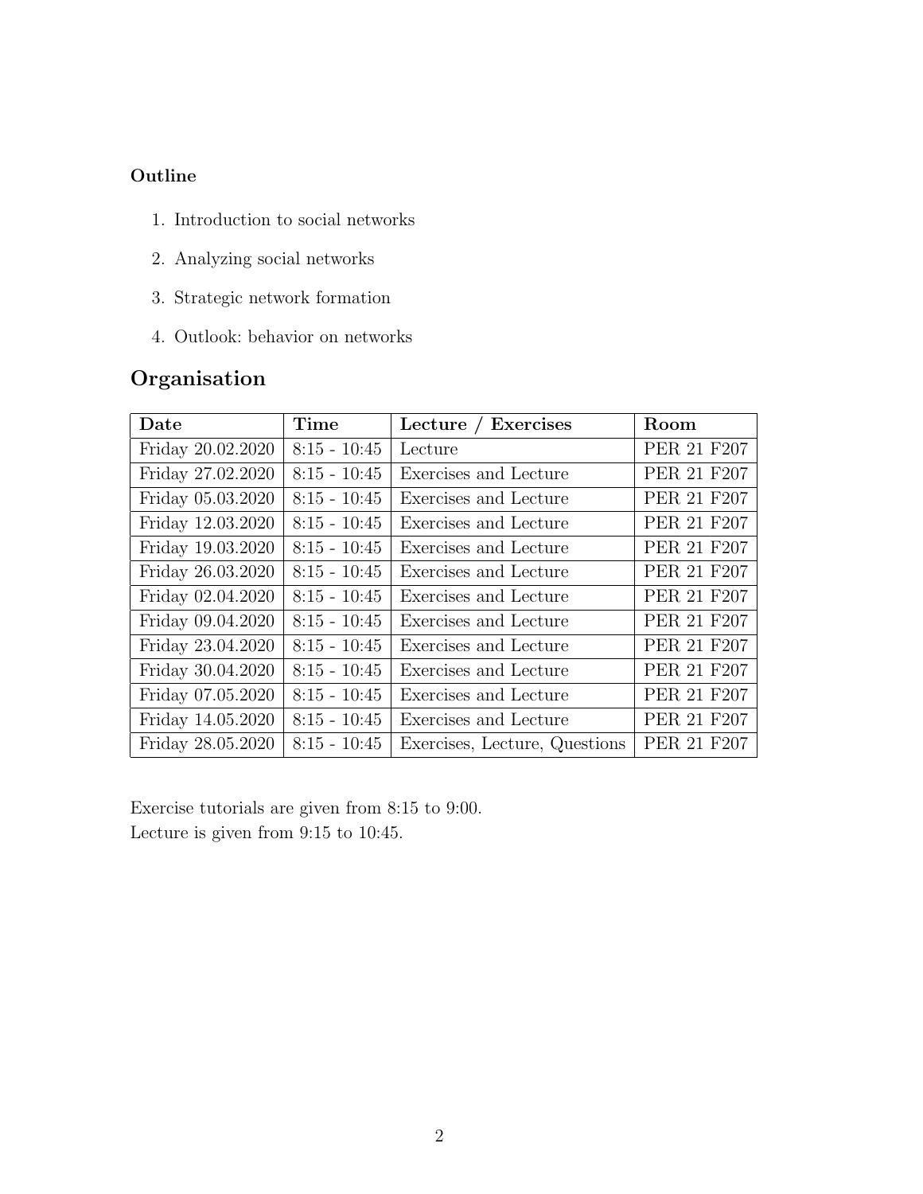**Outline**

1. Introduction to social networks
2. Analyzing social networks
3. Strategic network formation
4. Outlook: behavior on networks

## Organisation

| Date | Time | Lecture / Exercises | Room |
|---|---|---|---|
| Friday 20.02.2020 | 8:15 - 10:45 | Lecture | PER 21 F207 |
| Friday 27.02.2020 | 8:15 - 10:45 | Exercises and Lecture | PER 21 F207 |
| Friday 05.03.2020 | 8:15 - 10:45 | Exercises and Lecture | PER 21 F207 |
| Friday 12.03.2020 | 8:15 - 10:45 | Exercises and Lecture | PER 21 F207 |
| Friday 19.03.2020 | 8:15 - 10:45 | Exercises and Lecture | PER 21 F207 |
| Friday 26.03.2020 | 8:15 - 10:45 | Exercises and Lecture | PER 21 F207 |
| Friday 02.04.2020 | 8:15 - 10:45 | Exercises and Lecture | PER 21 F207 |
| Friday 09.04.2020 | 8:15 - 10:45 | Exercises and Lecture | PER 21 F207 |
| Friday 23.04.2020 | 8:15 - 10:45 | Exercises and Lecture | PER 21 F207 |
| Friday 30.04.2020 | 8:15 - 10:45 | Exercises and Lecture | PER 21 F207 |
| Friday 07.05.2020 | 8:15 - 10:45 | Exercises and Lecture | PER 21 F207 |
| Friday 14.05.2020 | 8:15 - 10:45 | Exercises and Lecture | PER 21 F207 |
| Friday 28.05.2020 | 8:15 - 10:45 | Exercises, Lecture, Questions | PER 21 F207 |

Exercise tutorials are given from 8:15 to 9:00.
Lecture is given from 9:15 to 10:45.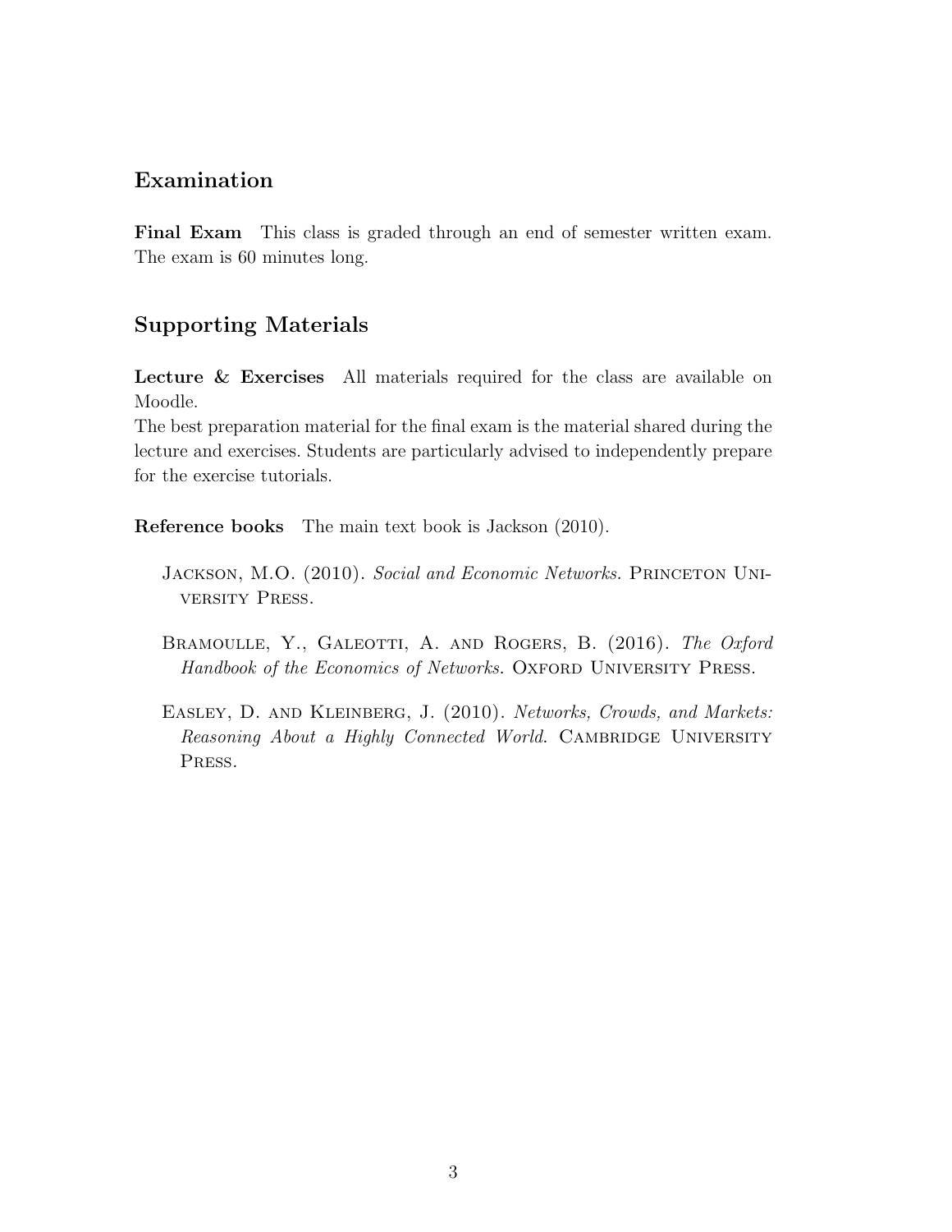## Examination

**Final Exam** This class is graded through an end of semester written exam. The exam is 60 minutes long.

## Supporting Materials

**Lecture & Exercises** All materials required for the class are available on Moodle.
The best preparation material for the final exam is the material shared during the lecture and exercises. Students are particularly advised to independently prepare for the exercise tutorials.

**Reference books** The main text book is Jackson (2010).

Jackson, M.O. (2010). *Social and Economic Networks*. Princeton University Press.

Bramoulle, Y., Galeotti, A. and Rogers, B. (2016). *The Oxford Handbook of the Economics of Networks*. Oxford University Press.

Easley, D. and Kleinberg, J. (2010). *Networks, Crowds, and Markets: Reasoning About a Highly Connected World*. Cambridge University Press.